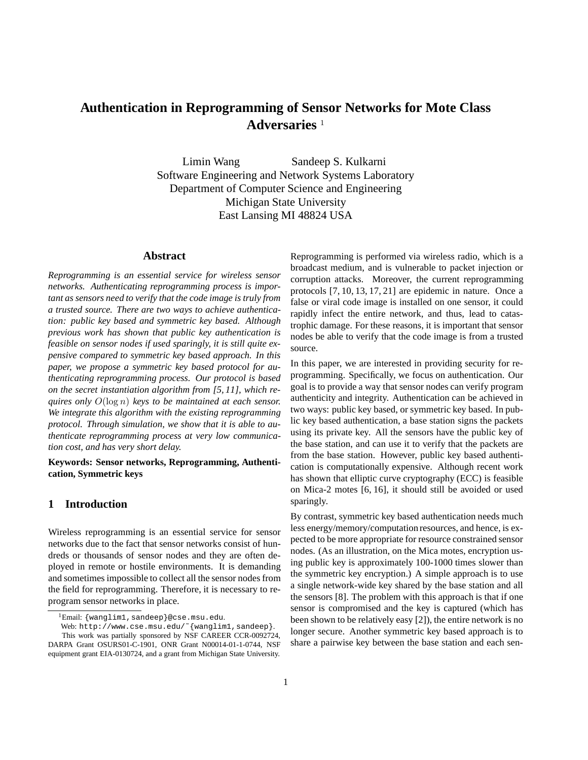# Authentication in Reprogramming of Sensor Networks for Mote Class Adversaries [1]

Limin Wang  Sandeep S. Kulkarni
Software Engineering and Network Systems Laboratory
Department of Computer Science and Engineering
Michigan State University
East Lansing MI 48824 USA

## Abstract

*Reprogramming is an essential service for wireless sensor networks. Authenticating reprogramming process is important as sensors need to verify that the code image is truly from a trusted source. There are two ways to achieve authentication: public key based and symmetric key based. Although previous work has shown that public key authentication is feasible on sensor nodes if used sparingly, it is still quite expensive compared to symmetric key based approach. In this paper, we propose a symmetric key based protocol for authenticating reprogramming process. Our protocol is based on the secret instantiation algorithm from [5, 11], which requires only $O(\log n)$ keys to be maintained at each sensor. We integrate this algorithm with the existing reprogramming protocol. Through simulation, we show that it is able to authenticate reprogramming process at very low communication cost, and has very short delay.*

**Keywords: Sensor networks, Reprogramming, Authentication, Symmetric keys**

## 1 Introduction

Wireless reprogramming is an essential service for sensor networks due to the fact that sensor networks consist of hundreds or thousands of sensor nodes and they are often deployed in remote or hostile environments. It is demanding and sometimes impossible to collect all the sensor nodes from the field for reprogramming. Therefore, it is necessary to reprogram sensor networks in place.

Reprogramming is performed via wireless radio, which is a broadcast medium, and is vulnerable to packet injection or corruption attacks. Moreover, the current reprogramming protocols [7, 10, 13, 17, 21] are epidemic in nature. Once a false or viral code image is installed on one sensor, it could rapidly infect the entire network, and thus, lead to catastrophic damage. For these reasons, it is important that sensor nodes be able to verify that the code image is from a trusted source.

In this paper, we are interested in providing security for reprogramming. Specifically, we focus on authentication. Our goal is to provide a way that sensor nodes can verify program authenticity and integrity. Authentication can be achieved in two ways: public key based, or symmetric key based. In public key based authentication, a base station signs the packets using its private key. All the sensors have the public key of the base station, and can use it to verify that the packets are from the base station. However, public key based authentication is computationally expensive. Although recent work has shown that elliptic curve cryptography (ECC) is feasible on Mica-2 motes [6, 16], it should still be avoided or used sparingly.

By contrast, symmetric key based authentication needs much less energy/memory/computation resources, and hence, is expected to be more appropriate for resource constrained sensor nodes. (As an illustration, on the Mica motes, encryption using public key is approximately 100-1000 times slower than the symmetric key encryption.) A simple approach is to use a single network-wide key shared by the base station and all the sensors [8]. The problem with this approach is that if one sensor is compromised and the key is captured (which has been shown to be relatively easy [2]), the entire network is no longer secure. Another symmetric key based approach is to share a pairwise key between the base station and each sen-

[1] Email: {wanglim1, sandeep}@cse.msu.edu.
Web: http://www.cse.msu.edu/~{wanglim1, sandeep}.
This work was partially sponsored by NSF CAREER CCR-0092724, DARPA Grant OSURS01-C-1901, ONR Grant N00014-01-1-0744, NSF equipment grant EIA-0130724, and a grant from Michigan State University.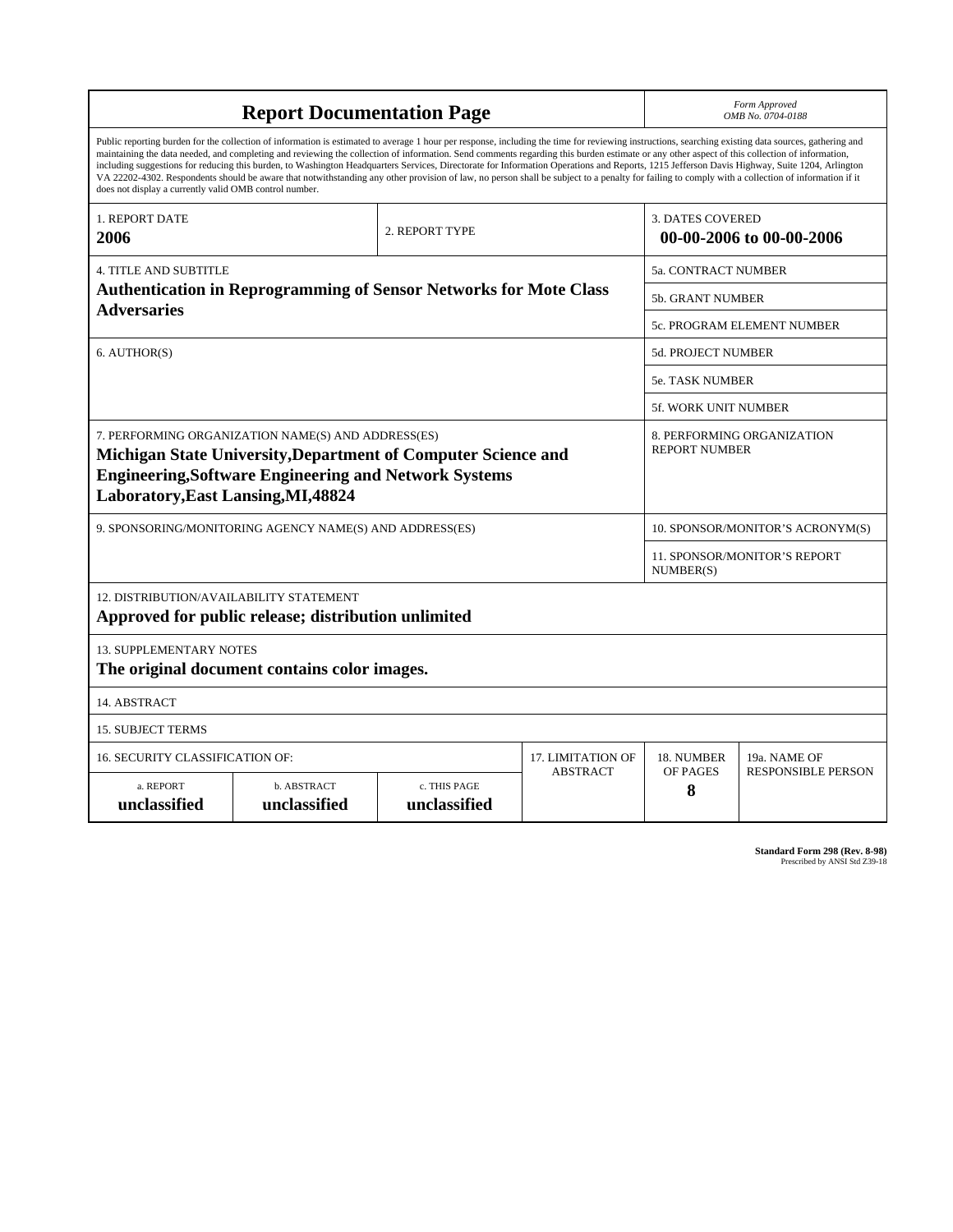# Report Documentation Page

*Form Approved*
*OMB No. 0704-0188*

Public reporting burden for the collection of information is estimated to average 1 hour per response, including the time for reviewing instructions, searching existing data sources, gathering and maintaining the data needed, and completing and reviewing the collection of information. Send comments regarding this burden estimate or any other aspect of this collection of information, including suggestions for reducing this burden, to Washington Headquarters Services, Directorate for Information Operations and Reports, 1215 Jefferson Davis Highway, Suite 1204, Arlington VA 22202-4302. Respondents should be aware that notwithstanding any other provision of law, no person shall be subject to a penalty for failing to comply with a collection of information if it does not display a currently valid OMB control number.

| 1. REPORT DATE | 2. REPORT TYPE | 3. DATES COVERED |
|---|---|---|
| **2006** | | **00-00-2006 to 00-00-2006** |

| 4. TITLE AND SUBTITLE | |
|---|---|
| **Authentication in Reprogramming of Sensor Networks for Mote Class Adversaries** | 5a. CONTRACT NUMBER |
| | 5b. GRANT NUMBER |
| | 5c. PROGRAM ELEMENT NUMBER |
| 6. AUTHOR(S) | 5d. PROJECT NUMBER |
| | 5e. TASK NUMBER |
| | 5f. WORK UNIT NUMBER |
| 7. PERFORMING ORGANIZATION NAME(S) AND ADDRESS(ES) **Michigan State University,Department of Computer Science and Engineering,Software Engineering and Network Systems Laboratory,East Lansing,MI,48824** | 8. PERFORMING ORGANIZATION REPORT NUMBER |
| 9. SPONSORING/MONITORING AGENCY NAME(S) AND ADDRESS(ES) | 10. SPONSOR/MONITOR'S ACRONYM(S) |
| | 11. SPONSOR/MONITOR'S REPORT NUMBER(S) |

12. DISTRIBUTION/AVAILABILITY STATEMENT
**Approved for public release; distribution unlimited**

13. SUPPLEMENTARY NOTES
**The original document contains color images.**

14. ABSTRACT

15. SUBJECT TERMS

| 16. SECURITY CLASSIFICATION OF: | | | 17. LIMITATION OF ABSTRACT | 18. NUMBER OF PAGES | 19a. NAME OF RESPONSIBLE PERSON |
|---|---|---|---|---|---|
| a. REPORT | b. ABSTRACT | c. THIS PAGE | | | |
| **unclassified** | **unclassified** | **unclassified** | | **8** | |

**Standard Form 298 (Rev. 8-98)**
Prescribed by ANSI Std Z39-18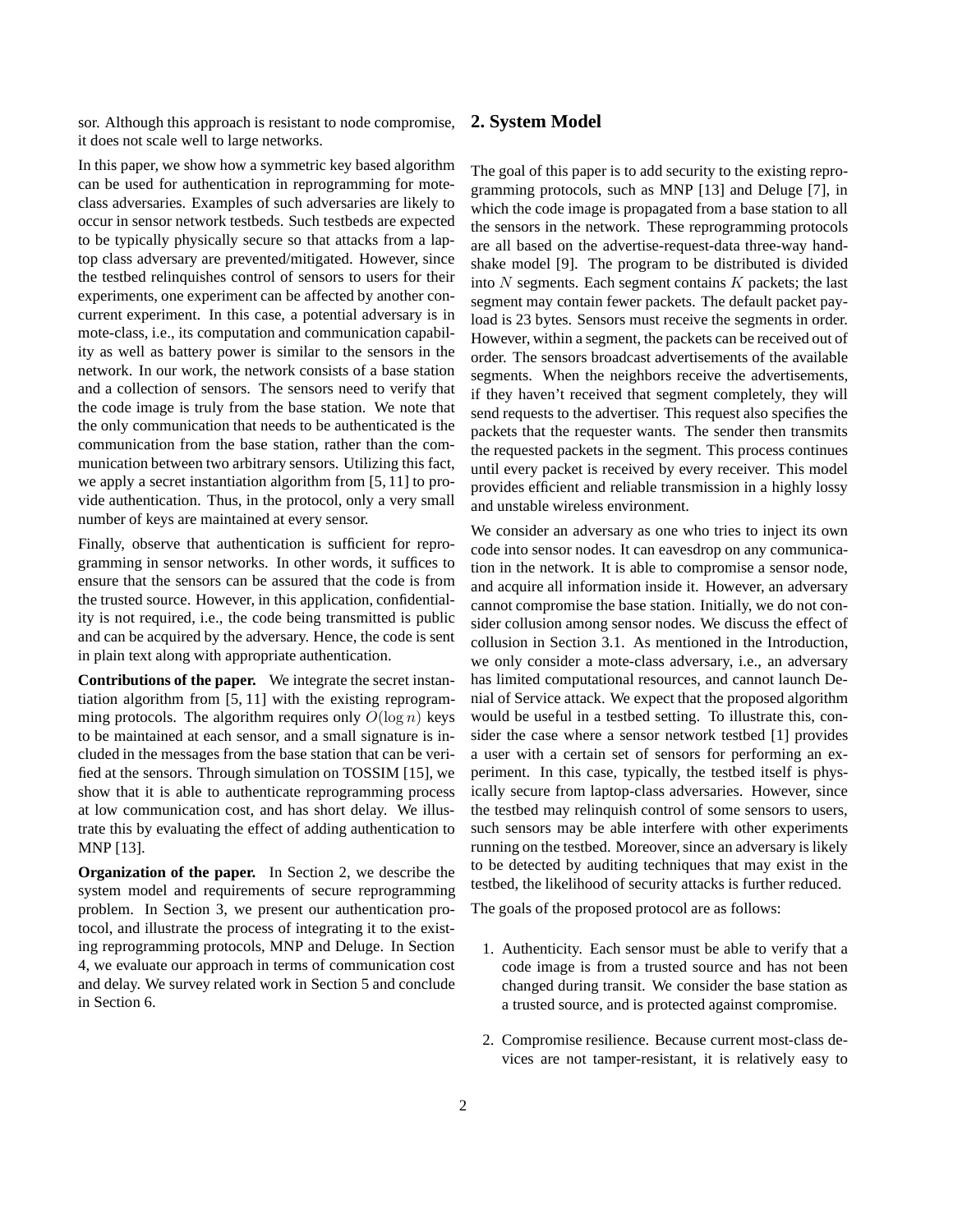sor. Although this approach is resistant to node compromise, it does not scale well to large networks.

In this paper, we show how a symmetric key based algorithm can be used for authentication in reprogramming for mote-class adversaries. Examples of such adversaries are likely to occur in sensor network testbeds. Such testbeds are expected to be typically physically secure so that attacks from a laptop class adversary are prevented/mitigated. However, since the testbed relinquishes control of sensors to users for their experiments, one experiment can be affected by another concurrent experiment. In this case, a potential adversary is in mote-class, i.e., its computation and communication capability as well as battery power is similar to the sensors in the network. In our work, the network consists of a base station and a collection of sensors. The sensors need to verify that the code image is truly from the base station. We note that the only communication that needs to be authenticated is the communication from the base station, rather than the communication between two arbitrary sensors. Utilizing this fact, we apply a secret instantiation algorithm from [5, 11] to provide authentication. Thus, in the protocol, only a very small number of keys are maintained at every sensor.

Finally, observe that authentication is sufficient for reprogramming in sensor networks. In other words, it suffices to ensure that the sensors can be assured that the code is from the trusted source. However, in this application, confidentiality is not required, i.e., the code being transmitted is public and can be acquired by the adversary. Hence, the code is sent in plain text along with appropriate authentication.

**Contributions of the paper.** We integrate the secret instantiation algorithm from [5, 11] with the existing reprogramming protocols. The algorithm requires only $O(\log n)$ keys to be maintained at each sensor, and a small signature is included in the messages from the base station that can be verified at the sensors. Through simulation on TOSSIM [15], we show that it is able to authenticate reprogramming process at low communication cost, and has short delay. We illustrate this by evaluating the effect of adding authentication to MNP [13].

**Organization of the paper.** In Section 2, we describe the system model and requirements of secure reprogramming problem. In Section 3, we present our authentication protocol, and illustrate the process of integrating it to the existing reprogramming protocols, MNP and Deluge. In Section 4, we evaluate our approach in terms of communication cost and delay. We survey related work in Section 5 and conclude in Section 6.

## 2. System Model

The goal of this paper is to add security to the existing reprogramming protocols, such as MNP [13] and Deluge [7], in which the code image is propagated from a base station to all the sensors in the network. These reprogramming protocols are all based on the advertise-request-data three-way handshake model [9]. The program to be distributed is divided into $N$ segments. Each segment contains $K$ packets; the last segment may contain fewer packets. The default packet payload is 23 bytes. Sensors must receive the segments in order. However, within a segment, the packets can be received out of order. The sensors broadcast advertisements of the available segments. When the neighbors receive the advertisements, if they haven't received that segment completely, they will send requests to the advertiser. This request also specifies the packets that the requester wants. The sender then transmits the requested packets in the segment. This process continues until every packet is received by every receiver. This model provides efficient and reliable transmission in a highly lossy and unstable wireless environment.

We consider an adversary as one who tries to inject its own code into sensor nodes. It can eavesdrop on any communication in the network. It is able to compromise a sensor node, and acquire all information inside it. However, an adversary cannot compromise the base station. Initially, we do not consider collusion among sensor nodes. We discuss the effect of collusion in Section 3.1. As mentioned in the Introduction, we only consider a mote-class adversary, i.e., an adversary has limited computational resources, and cannot launch Denial of Service attack. We expect that the proposed algorithm would be useful in a testbed setting. To illustrate this, consider the case where a sensor network testbed [1] provides a user with a certain set of sensors for performing an experiment. In this case, typically, the testbed itself is physically secure from laptop-class adversaries. However, since the testbed may relinquish control of some sensors to users, such sensors may be able interfere with other experiments running on the testbed. Moreover, since an adversary is likely to be detected by auditing techniques that may exist in the testbed, the likelihood of security attacks is further reduced.

The goals of the proposed protocol are as follows:

1. Authenticity. Each sensor must be able to verify that a code image is from a trusted source and has not been changed during transit. We consider the base station as a trusted source, and is protected against compromise.

2. Compromise resilience. Because current most-class devices are not tamper-resistant, it is relatively easy to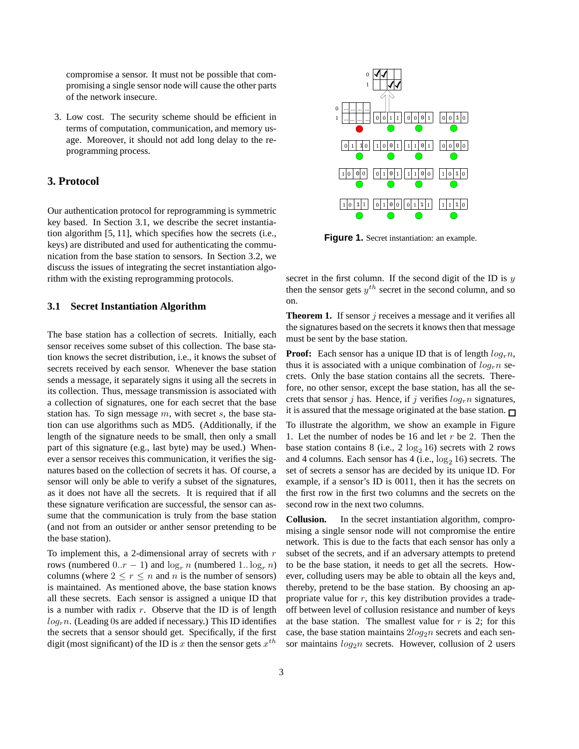compromise a sensor. It must not be possible that compromising a single sensor node will cause the other parts of the network insecure.

3. Low cost. The security scheme should be efficient in terms of computation, communication, and memory usage. Moreover, it should not add long delay to the reprogramming process.

## 3. Protocol

Our authentication protocol for reprogramming is symmetric key based. In Section 3.1, we describe the secret instantiation algorithm [5, 11], which specifies how the secrets (i.e., keys) are distributed and used for authenticating the communication from the base station to sensors. In Section 3.2, we discuss the issues of integrating the secret instantiation algorithm with the existing reprogramming protocols.

### 3.1 Secret Instantiation Algorithm

The base station has a collection of secrets. Initially, each sensor receives some subset of this collection. The base station knows the secret distribution, i.e., it knows the subset of secrets received by each sensor. Whenever the base station sends a message, it separately signs it using all the secrets in its collection. Thus, message transmission is associated with a collection of signatures, one for each secret that the base station has. To sign message $m$, with secret $s$, the base station can use algorithms such as MD5. (Additionally, if the length of the signature needs to be small, then only a small part of this signature (e.g., last byte) may be used.) Whenever a sensor receives this communication, it verifies the signatures based on the collection of secrets it has. Of course, a sensor will only be able to verify a subset of the signatures, as it does not have all the secrets. It is required that if all these signature verification are successful, the sensor can assume that the communication is truly from the base station (and not from an outsider or anther sensor pretending to be the base station).

To implement this, a 2-dimensional array of secrets with $r$ rows (numbered $0..r-1$) and $\log_r n$ (numbered $1..\log_r n$) columns (where $2 \leq r \leq n$ and $n$ is the number of sensors) is maintained. As mentioned above, the base station knows all these secrets. Each sensor is assigned a unique ID that is a number with radix $r$. Observe that the ID is of length $log_r n$. (Leading 0s are added if necessary.) This ID identifies the secrets that a sensor should get. Specifically, if the first digit (most significant) of the ID is $x$ then the sensor gets $x^{th}$ secret in the first column. If the second digit of the ID is $y$ then the sensor gets $y^{th}$ secret in the second column, and so on.

Figure 1. Secret instantiation: an example.

**Theorem 1.** If sensor $j$ receives a message and it verifies all the signatures based on the secrets it knows then that message must be sent by the base station.

**Proof:** Each sensor has a unique ID that is of length $log_r n$, thus it is associated with a unique combination of $log_r n$ secrets. Only the base station contains all the secrets. Therefore, no other sensor, except the base station, has all the secrets that sensor $j$ has. Hence, if $j$ verifies $log_r n$ signatures, it is assured that the message originated at the base station. □

To illustrate the algorithm, we show an example in Figure 1. Let the number of nodes be 16 and let $r$ be 2. Then the base station contains 8 (i.e., $2 \log_2 16$) secrets with 2 rows and 4 columns. Each sensor has 4 (i.e., $\log_2 16$) secrets. The set of secrets a sensor has are decided by its unique ID. For example, if a sensor's ID is 0011, then it has the secrets on the first row in the first two columns and the secrets on the second row in the next two columns.

**Collusion.** In the secret instantiation algorithm, compromising a single sensor node will not compromise the entire network. This is due to the facts that each sensor has only a subset of the secrets, and if an adversary attempts to pretend to be the base station, it needs to get all the secrets. However, colluding users may be able to obtain all the keys and, thereby, pretend to be the base station. By choosing an appropriate value for $r$, this key distribution provides a tradeoff between level of collusion resistance and number of keys at the base station. The smallest value for $r$ is 2; for this case, the base station maintains $2log_2 n$ secrets and each sensor maintains $log_2 n$ secrets. However, collusion of 2 users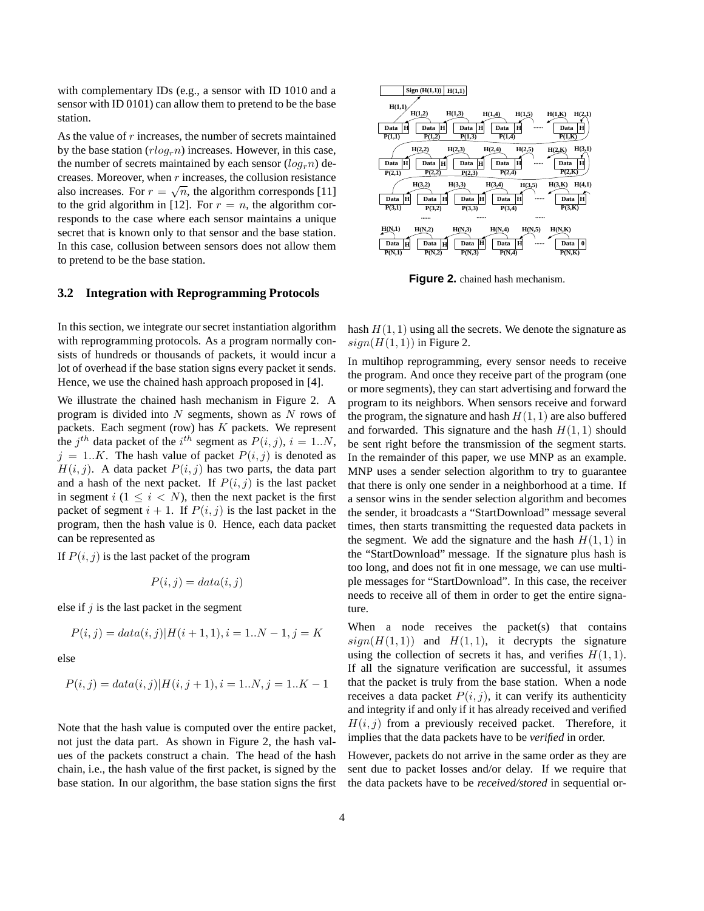with complementary IDs (e.g., a sensor with ID 1010 and a sensor with ID 0101) can allow them to pretend to be the base station.

As the value of $r$ increases, the number of secrets maintained by the base station ($rlog_r n$) increases. However, in this case, the number of secrets maintained by each sensor ($log_r n$) decreases. Moreover, when $r$ increases, the collusion resistance also increases. For $r = \sqrt{n}$, the algorithm corresponds [11] to the grid algorithm in [12]. For $r = n$, the algorithm corresponds to the case where each sensor maintains a unique secret that is known only to that sensor and the base station. In this case, collusion between sensors does not allow them to pretend to be the base station.

### 3.2 Integration with Reprogramming Protocols

In this section, we integrate our secret instantiation algorithm with reprogramming protocols. As a program normally consists of hundreds or thousands of packets, it would incur a lot of overhead if the base station signs every packet it sends. Hence, we use the chained hash approach proposed in [4].

We illustrate the chained hash mechanism in Figure 2. A program is divided into $N$ segments, shown as $N$ rows of packets. Each segment (row) has $K$ packets. We represent the $j^{th}$ data packet of the $i^{th}$ segment as $P(i,j)$, $i = 1..N$, $j = 1..K$. The hash value of packet $P(i,j)$ is denoted as $H(i,j)$. A data packet $P(i,j)$ has two parts, the data part and a hash of the next packet. If $P(i,j)$ is the last packet in segment $i$ ($1 \leq i < N$), then the next packet is the first packet of segment $i+1$. If $P(i,j)$ is the last packet in the program, then the hash value is 0. Hence, each data packet can be represented as

If $P(i,j)$ is the last packet of the program

$$P(i,j) = data(i,j)$$

else if $j$ is the last packet in the segment

$$P(i,j) = data(i,j)|H(i+1,1), i = 1..N-1, j = K$$

else

$$P(i,j) = data(i,j)|H(i,j+1), i = 1..N, j = 1..K-1$$

Note that the hash value is computed over the entire packet, not just the data part. As shown in Figure 2, the hash values of the packets construct a chain. The head of the hash chain, i.e., the hash value of the first packet, is signed by the base station. In our algorithm, the base station signs the first hash $H(1,1)$ using all the secrets. We denote the signature as $sign(H(1,1))$ in Figure 2.

**Figure 2.** chained hash mechanism.

In multihop reprogramming, every sensor needs to receive the program. And once they receive part of the program (one or more segments), they can start advertising and forward the program to its neighbors. When sensors receive and forward the program, the signature and hash $H(1,1)$ are also buffered and forwarded. This signature and the hash $H(1,1)$ should be sent right before the transmission of the segment starts. In the remainder of this paper, we use MNP as an example. MNP uses a sender selection algorithm to try to guarantee that there is only one sender in a neighborhood at a time. If a sensor wins in the sender selection algorithm and becomes the sender, it broadcasts a "StartDownload" message several times, then starts transmitting the requested data packets in the segment. We add the signature and the hash $H(1,1)$ in the "StartDownload" message. If the signature plus hash is too long, and does not fit in one message, we can use multiple messages for "StartDownload". In this case, the receiver needs to receive all of them in order to get the entire signature.

When a node receives the packet(s) that contains $sign(H(1,1))$ and $H(1,1)$, it decrypts the signature using the collection of secrets it has, and verifies $H(1,1)$. If all the signature verification are successful, it assumes that the packet is truly from the base station. When a node receives a data packet $P(i,j)$, it can verify its authenticity and integrity if and only if it has already received and verified $H(i,j)$ from a previously received packet. Therefore, it implies that the data packets have to be *verified* in order.

However, packets do not arrive in the same order as they are sent due to packet losses and/or delay. If we require that the data packets have to be *received/stored* in sequential or-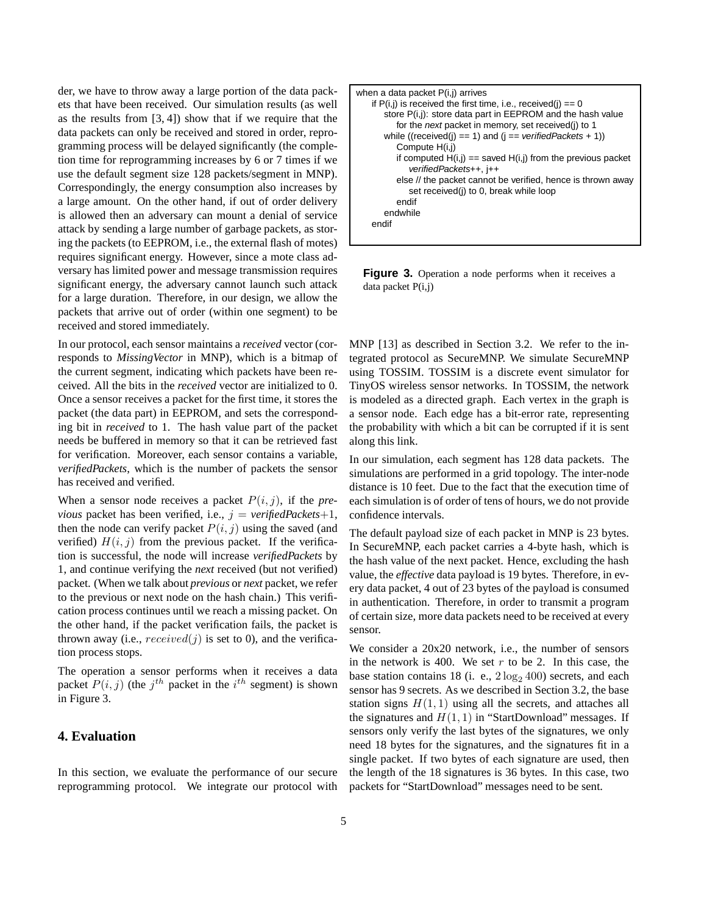der, we have to throw away a large portion of the data packets that have been received. Our simulation results (as well as the results from [3, 4]) show that if we require that the data packets can only be received and stored in order, reprogramming process will be delayed significantly (the completion time for reprogramming increases by 6 or 7 times if we use the default segment size 128 packets/segment in MNP). Correspondingly, the energy consumption also increases by a large amount. On the other hand, if out of order delivery is allowed then an adversary can mount a denial of service attack by sending a large number of garbage packets, as storing the packets (to EEPROM, i.e., the external flash of motes) requires significant energy. However, since a mote class adversary has limited power and message transmission requires significant energy, the adversary cannot launch such attack for a large duration. Therefore, in our design, we allow the packets that arrive out of order (within one segment) to be received and stored immediately.

In our protocol, each sensor maintains a *received* vector (corresponds to *MissingVector* in MNP), which is a bitmap of the current segment, indicating which packets have been received. All the bits in the *received* vector are initialized to 0. Once a sensor receives a packet for the first time, it stores the packet (the data part) in EEPROM, and sets the corresponding bit in *received* to 1. The hash value part of the packet needs be buffered in memory so that it can be retrieved fast for verification. Moreover, each sensor contains a variable, *verifiedPackets*, which is the number of packets the sensor has received and verified.

When a sensor node receives a packet $P(i, j)$, if the *previous* packet has been verified, i.e., $j =$ *verifiedPackets*$+1$, then the node can verify packet $P(i, j)$ using the saved (and verified) $H(i, j)$ from the previous packet. If the verification is successful, the node will increase *verifiedPackets* by 1, and continue verifying the *next* received (but not verified) packet. (When we talk about *previous* or *next* packet, we refer to the previous or next node on the hash chain.) This verification process continues until we reach a missing packet. On the other hand, if the packet verification fails, the packet is thrown away (i.e., $received(j)$ is set to 0), and the verification process stops.

The operation a sensor performs when it receives a data packet $P(i, j)$ (the $j^{th}$ packet in the $i^{th}$ segment) is shown in Figure 3.

```
when a data packet P(i,j) arrives
    if P(i,j) is received the first time, i.e., received(j) == 0
        store P(i,j): store data part in EEPROM and the hash value
            for the next packet in memory, set received(j) to 1
        while ((received(j) == 1) and (j == verifiedPackets + 1))
            Compute H(i,j)
            if computed H(i,j) == saved H(i,j) from the previous packet
                verifiedPackets++, j++
            else // the packet cannot be verified, hence is thrown away
                set received(j) to 0, break while loop
            endif
        endwhile
    endif
```

**Figure 3.** Operation a node performs when it receives a data packet P(i,j)

## 4. Evaluation

In this section, we evaluate the performance of our secure reprogramming protocol. We integrate our protocol with MNP [13] as described in Section 3.2. We refer to the integrated protocol as SecureMNP. We simulate SecureMNP using TOSSIM. TOSSIM is a discrete event simulator for TinyOS wireless sensor networks. In TOSSIM, the network is modeled as a directed graph. Each vertex in the graph is a sensor node. Each edge has a bit-error rate, representing the probability with which a bit can be corrupted if it is sent along this link.

In our simulation, each segment has 128 data packets. The simulations are performed in a grid topology. The inter-node distance is 10 feet. Due to the fact that the execution time of each simulation is of order of tens of hours, we do not provide confidence intervals.

The default payload size of each packet in MNP is 23 bytes. In SecureMNP, each packet carries a 4-byte hash, which is the hash value of the next packet. Hence, excluding the hash value, the *effective* data payload is 19 bytes. Therefore, in every data packet, 4 out of 23 bytes of the payload is consumed in authentication. Therefore, in order to transmit a program of certain size, more data packets need to be received at every sensor.

We consider a 20x20 network, i.e., the number of sensors in the network is 400. We set $r$ to be 2. In this case, the base station contains 18 (i. e., $2\log_2 400$) secrets, and each sensor has 9 secrets. As we described in Section 3.2, the base station signs $H(1, 1)$ using all the secrets, and attaches all the signatures and $H(1, 1)$ in "StartDownload" messages. If sensors only verify the last bytes of the signatures, we only need 18 bytes for the signatures, and the signatures fit in a single packet. If two bytes of each signature are used, then the length of the 18 signatures is 36 bytes. In this case, two packets for "StartDownload" messages need to be sent.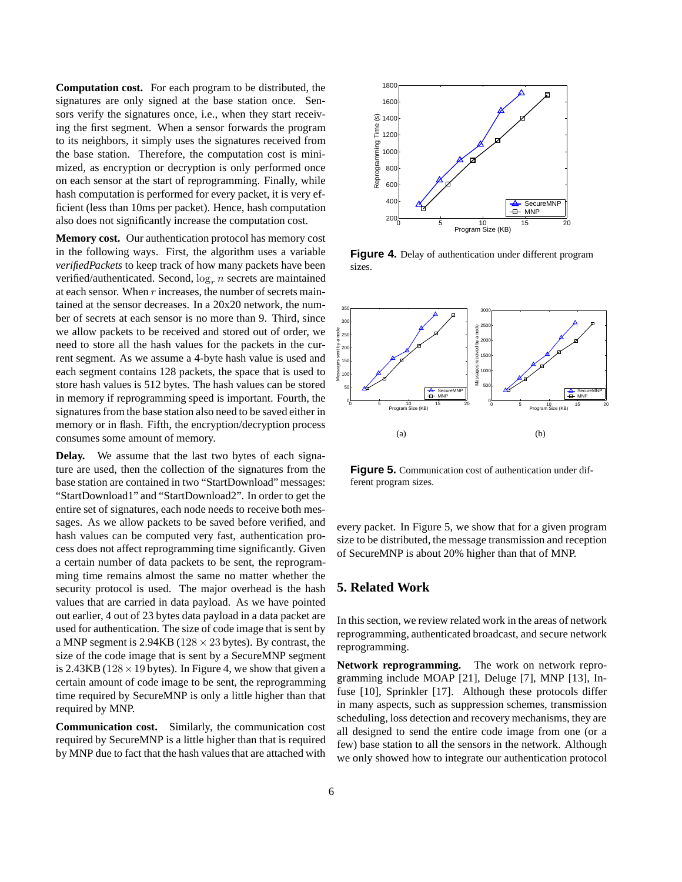**Computation cost.** For each program to be distributed, the signatures are only signed at the base station once. Sensors verify the signatures once, i.e., when they start receiving the first segment. When a sensor forwards the program to its neighbors, it simply uses the signatures received from the base station. Therefore, the computation cost is minimized, as encryption or decryption is only performed once on each sensor at the start of reprogramming. Finally, while hash computation is performed for every packet, it is very efficient (less than 10ms per packet). Hence, hash computation also does not significantly increase the computation cost.

**Memory cost.** Our authentication protocol has memory cost in the following ways. First, the algorithm uses a variable *verifiedPackets* to keep track of how many packets have been verified/authenticated. Second, $\log_r n$ secrets are maintained at each sensor. When $r$ increases, the number of secrets maintained at the sensor decreases. In a 20x20 network, the number of secrets at each sensor is no more than 9. Third, since we allow packets to be received and stored out of order, we need to store all the hash values for the packets in the current segment. As we assume a 4-byte hash value is used and each segment contains 128 packets, the space that is used to store hash values is 512 bytes. The hash values can be stored in memory if reprogramming speed is important. Fourth, the signatures from the base station also need to be saved either in memory or in flash. Fifth, the encryption/decryption process consumes some amount of memory.

**Delay.** We assume that the last two bytes of each signature are used, then the collection of the signatures from the base station are contained in two "StartDownload" messages: "StartDownload1" and "StartDownload2". In order to get the entire set of signatures, each node needs to receive both messages. As we allow packets to be saved before verified, and hash values can be computed very fast, authentication process does not affect reprogramming time significantly. Given a certain number of data packets to be sent, the reprogramming time remains almost the same no matter whether the security protocol is used. The major overhead is the hash values that are carried in data payload. As we have pointed out earlier, 4 out of 23 bytes data payload in a data packet are used for authentication. The size of code image that is sent by a MNP segment is 2.94KB ($128 \times 23$ bytes). By contrast, the size of the code image that is sent by a SecureMNP segment is 2.43KB ($128 \times 19$ bytes). In Figure 4, we show that given a certain amount of code image to be sent, the reprogramming time required by SecureMNP is only a little higher than that required by MNP.

**Communication cost.** Similarly, the communication cost required by SecureMNP is a little higher than that is required by MNP due to fact that the hash values that are attached with every packet. In Figure 5, we show that for a given program size to be distributed, the message transmission and reception of SecureMNP is about 20% higher than that of MNP.

**Figure 4.** Delay of authentication under different program sizes.

**Figure 5.** Communication cost of authentication under different program sizes.

## 5. Related Work

In this section, we review related work in the areas of network reprogramming, authenticated broadcast, and secure network reprogramming.

**Network reprogramming.** The work on network reprogramming include MOAP [21], Deluge [7], MNP [13], Infuse [10], Sprinkler [17]. Although these protocols differ in many aspects, such as suppression schemes, transmission scheduling, loss detection and recovery mechanisms, they are all designed to send the entire code image from one (or a few) base station to all the sensors in the network. Although we only showed how to integrate our authentication protocol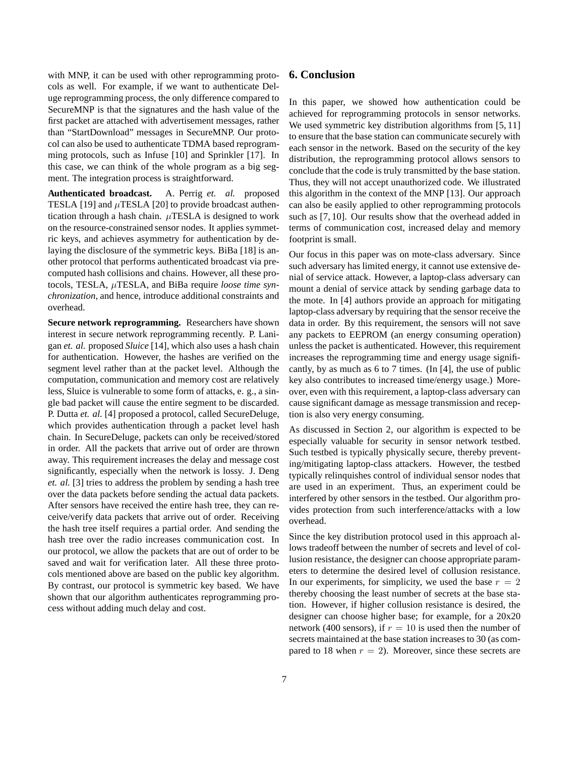with MNP, it can be used with other reprogramming protocols as well. For example, if we want to authenticate Deluge reprogramming process, the only difference compared to SecureMNP is that the signatures and the hash value of the first packet are attached with advertisement messages, rather than "StartDownload" messages in SecureMNP. Our protocol can also be used to authenticate TDMA based reprogramming protocols, such as Infuse [10] and Sprinkler [17]. In this case, we can think of the whole program as a big segment. The integration process is straightforward.

**Authenticated broadcast.** A. Perrig *et. al.* proposed TESLA [19] and $\mu$TESLA [20] to provide broadcast authentication through a hash chain. $\mu$TESLA is designed to work on the resource-constrained sensor nodes. It applies symmetric keys, and achieves asymmetry for authentication by delaying the disclosure of the symmetric keys. BiBa [18] is another protocol that performs authenticated broadcast via precomputed hash collisions and chains. However, all these protocols, TESLA, $\mu$TESLA, and BiBa require *loose time synchronization*, and hence, introduce additional constraints and overhead.

**Secure network reprogramming.** Researchers have shown interest in secure network reprogramming recently. P. Lanigan *et. al.* proposed *Sluice* [14], which also uses a hash chain for authentication. However, the hashes are verified on the segment level rather than at the packet level. Although the computation, communication and memory cost are relatively less, Sluice is vulnerable to some form of attacks, e. g., a single bad packet will cause the entire segment to be discarded. P. Dutta *et. al.* [4] proposed a protocol, called SecureDeluge, which provides authentication through a packet level hash chain. In SecureDeluge, packets can only be received/stored in order. All the packets that arrive out of order are thrown away. This requirement increases the delay and message cost significantly, especially when the network is lossy. J. Deng *et. al.* [3] tries to address the problem by sending a hash tree over the data packets before sending the actual data packets. After sensors have received the entire hash tree, they can receive/verify data packets that arrive out of order. Receiving the hash tree itself requires a partial order. And sending the hash tree over the radio increases communication cost. In our protocol, we allow the packets that are out of order to be saved and wait for verification later. All these three protocols mentioned above are based on the public key algorithm. By contrast, our protocol is symmetric key based. We have shown that our algorithm authenticates reprogramming process without adding much delay and cost.

## 6. Conclusion

In this paper, we showed how authentication could be achieved for reprogramming protocols in sensor networks. We used symmetric key distribution algorithms from [5, 11] to ensure that the base station can communicate securely with each sensor in the network. Based on the security of the key distribution, the reprogramming protocol allows sensors to conclude that the code is truly transmitted by the base station. Thus, they will not accept unauthorized code. We illustrated this algorithm in the context of the MNP [13]. Our approach can also be easily applied to other reprogramming protocols such as [7, 10]. Our results show that the overhead added in terms of communication cost, increased delay and memory footprint is small.

Our focus in this paper was on mote-class adversary. Since such adversary has limited energy, it cannot use extensive denial of service attack. However, a laptop-class adversary can mount a denial of service attack by sending garbage data to the mote. In [4] authors provide an approach for mitigating laptop-class adversary by requiring that the sensor receive the data in order. By this requirement, the sensors will not save any packets to EEPROM (an energy consuming operation) unless the packet is authenticated. However, this requirement increases the reprogramming time and energy usage significantly, by as much as 6 to 7 times. (In [4], the use of public key also contributes to increased time/energy usage.) Moreover, even with this requirement, a laptop-class adversary can cause significant damage as message transmission and reception is also very energy consuming.

As discussed in Section 2, our algorithm is expected to be especially valuable for security in sensor network testbed. Such testbed is typically physically secure, thereby preventing/mitigating laptop-class attackers. However, the testbed typically relinquishes control of individual sensor nodes that are used in an experiment. Thus, an experiment could be interfered by other sensors in the testbed. Our algorithm provides protection from such interference/attacks with a low overhead.

Since the key distribution protocol used in this approach allows tradeoff between the number of secrets and level of collusion resistance, the designer can choose appropriate parameters to determine the desired level of collusion resistance. In our experiments, for simplicity, we used the base $r = 2$ thereby choosing the least number of secrets at the base station. However, if higher collusion resistance is desired, the designer can choose higher base; for example, for a 20x20 network (400 sensors), if $r = 10$ is used then the number of secrets maintained at the base station increases to 30 (as compared to 18 when $r = 2$). Moreover, since these secrets are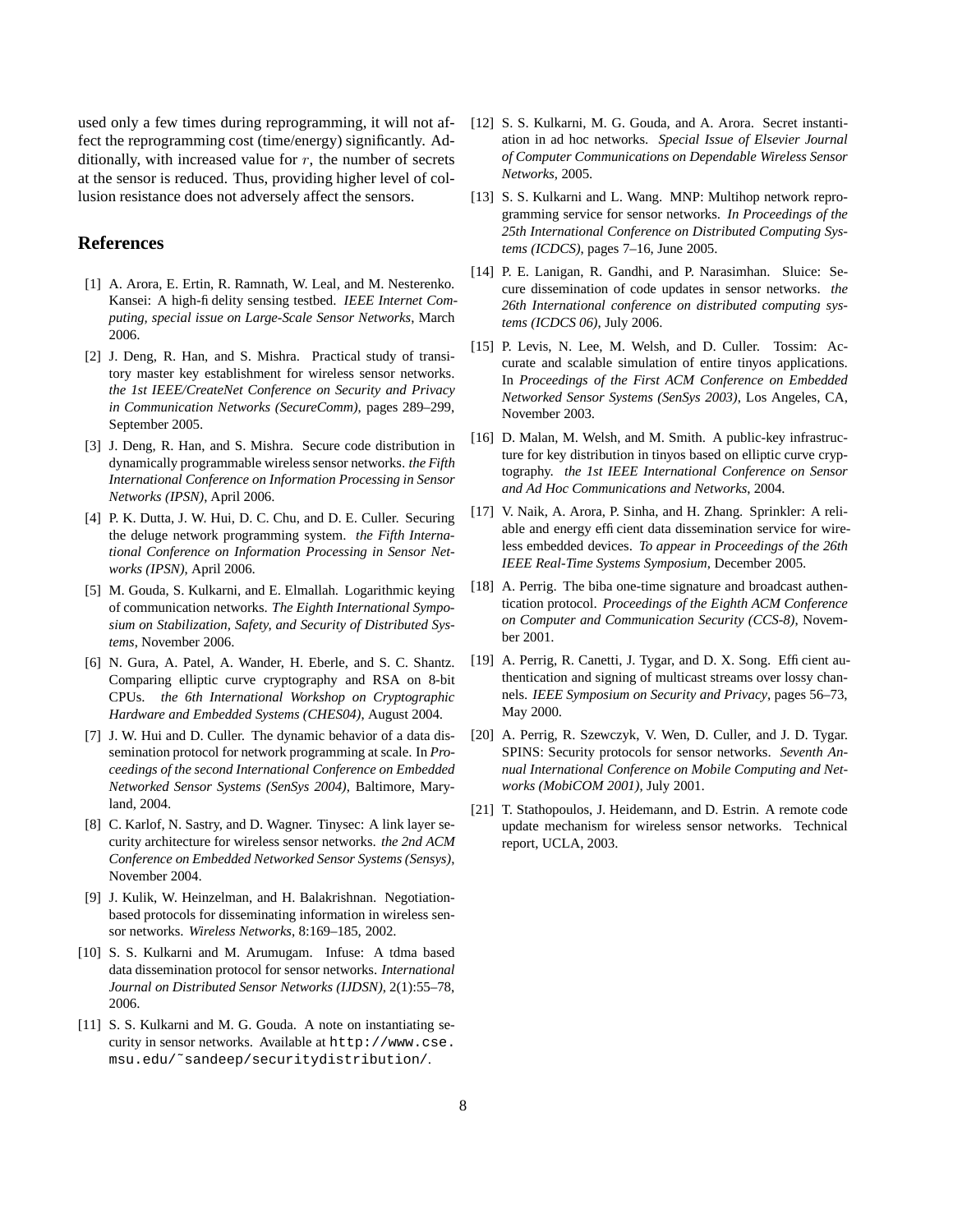used only a few times during reprogramming, it will not affect the reprogramming cost (time/energy) significantly. Additionally, with increased value for $r$, the number of secrets at the sensor is reduced. Thus, providing higher level of collusion resistance does not adversely affect the sensors.

## References

[1] A. Arora, E. Ertin, R. Ramnath, W. Leal, and M. Nesterenko. Kansei: A high-fidelity sensing testbed. *IEEE Internet Computing, special issue on Large-Scale Sensor Networks*, March 2006.

[2] J. Deng, R. Han, and S. Mishra. Practical study of transitory master key establishment for wireless sensor networks. *the 1st IEEE/CreateNet Conference on Security and Privacy in Communication Networks (SecureComm)*, pages 289–299, September 2005.

[3] J. Deng, R. Han, and S. Mishra. Secure code distribution in dynamically programmable wireless sensor networks. *the Fifth International Conference on Information Processing in Sensor Networks (IPSN)*, April 2006.

[4] P. K. Dutta, J. W. Hui, D. C. Chu, and D. E. Culler. Securing the deluge network programming system. *the Fifth International Conference on Information Processing in Sensor Networks (IPSN)*, April 2006.

[5] M. Gouda, S. Kulkarni, and E. Elmallah. Logarithmic keying of communication networks. *The Eighth International Symposium on Stabilization, Safety, and Security of Distributed Systems*, November 2006.

[6] N. Gura, A. Patel, A. Wander, H. Eberle, and S. C. Shantz. Comparing elliptic curve cryptography and RSA on 8-bit CPUs. *the 6th International Workshop on Cryptographic Hardware and Embedded Systems (CHES04)*, August 2004.

[7] J. W. Hui and D. Culler. The dynamic behavior of a data dissemination protocol for network programming at scale. In *Proceedings of the second International Conference on Embedded Networked Sensor Systems (SenSys 2004)*, Baltimore, Maryland, 2004.

[8] C. Karlof, N. Sastry, and D. Wagner. Tinysec: A link layer security architecture for wireless sensor networks. *the 2nd ACM Conference on Embedded Networked Sensor Systems (Sensys)*, November 2004.

[9] J. Kulik, W. Heinzelman, and H. Balakrishnan. Negotiation-based protocols for disseminating information in wireless sensor networks. *Wireless Networks*, 8:169–185, 2002.

[10] S. S. Kulkarni and M. Arumugam. Infuse: A tdma based data dissemination protocol for sensor networks. *International Journal on Distributed Sensor Networks (IJDSN)*, 2(1):55–78, 2006.

[11] S. S. Kulkarni and M. G. Gouda. A note on instantiating security in sensor networks. Available at `http://www.cse.msu.edu/~sandeep/securitydistribution/`.

[12] S. S. Kulkarni, M. G. Gouda, and A. Arora. Secret instantiation in ad hoc networks. *Special Issue of Elsevier Journal of Computer Communications on Dependable Wireless Sensor Networks*, 2005.

[13] S. S. Kulkarni and L. Wang. MNP: Multihop network reprogramming service for sensor networks. *In Proceedings of the 25th International Conference on Distributed Computing Systems (ICDCS)*, pages 7–16, June 2005.

[14] P. E. Lanigan, R. Gandhi, and P. Narasimhan. Sluice: Secure dissemination of code updates in sensor networks. *the 26th International conference on distributed computing systems (ICDCS 06)*, July 2006.

[15] P. Levis, N. Lee, M. Welsh, and D. Culler. Tossim: Accurate and scalable simulation of entire tinyos applications. In *Proceedings of the First ACM Conference on Embedded Networked Sensor Systems (SenSys 2003)*, Los Angeles, CA, November 2003.

[16] D. Malan, M. Welsh, and M. Smith. A public-key infrastructure for key distribution in tinyos based on elliptic curve cryptography. *the 1st IEEE International Conference on Sensor and Ad Hoc Communications and Networks*, 2004.

[17] V. Naik, A. Arora, P. Sinha, and H. Zhang. Sprinkler: A reliable and energy efficient data dissemination service for wireless embedded devices. *To appear in Proceedings of the 26th IEEE Real-Time Systems Symposium*, December 2005.

[18] A. Perrig. The biba one-time signature and broadcast authentication protocol. *Proceedings of the Eighth ACM Conference on Computer and Communication Security (CCS-8)*, November 2001.

[19] A. Perrig, R. Canetti, J. Tygar, and D. X. Song. Efficient authentication and signing of multicast streams over lossy channels. *IEEE Symposium on Security and Privacy*, pages 56–73, May 2000.

[20] A. Perrig, R. Szewczyk, V. Wen, D. Culler, and J. D. Tygar. SPINS: Security protocols for sensor networks. *Seventh Annual International Conference on Mobile Computing and Networks (MobiCOM 2001)*, July 2001.

[21] T. Stathopoulos, J. Heidemann, and D. Estrin. A remote code update mechanism for wireless sensor networks. Technical report, UCLA, 2003.